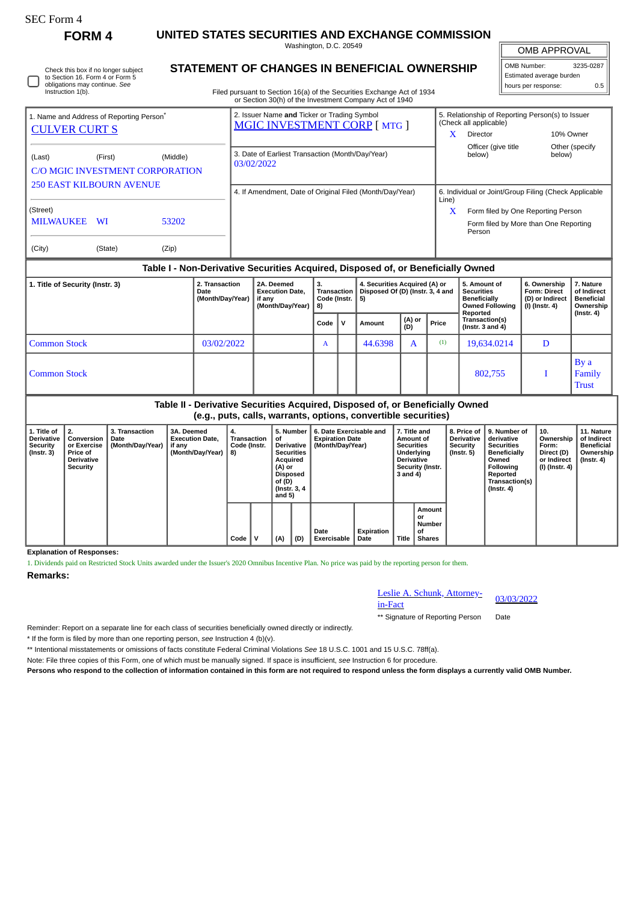SEC Form 4

**FORM 4**

# UNITED STATES SECURITIES AND EXCHANGE COMMISSION

Washington, D.C. 20549

## STATEMENT OF CHANGES IN BENEFICIAL OWNERSHIP

Filed pursuant to Section 16(a) of the Securities Exchange Act of 1934 or Section 30(h) of the Investment Company Act of 1940

| OMB APPROVAL | |
|---|---|
| OMB Number: | 3235-0287 |
| Estimated average burden | |
| hours per response: | 0.5 |

☐ Check this box if no longer subject to Section 16. Form 4 or Form 5 obligations may continue. *See* Instruction 1(b).

1. Name and Address of Reporting Person*
CULVER CURT S

(Last) (First) (Middle)
C/O MGIC INVESTMENT CORPORATION
250 EAST KILBOURN AVENUE

(Street)
MILWAUKEE WI 53202

(City) (State) (Zip)

2. Issuer Name **and** Ticker or Trading Symbol
MGIC INVESTMENT CORP [ MTG ]

3. Date of Earliest Transaction (Month/Day/Year)
03/02/2022

4. If Amendment, Date of Original Filed (Month/Day/Year)

5. Relationship of Reporting Person(s) to Issuer (Check all applicable)
X Director
10% Owner
Officer (give title below)
Other (specify below)

6. Individual or Joint/Group Filing (Check Applicable Line)
X Form filed by One Reporting Person
Form filed by More than One Reporting Person

### Table I - Non-Derivative Securities Acquired, Disposed of, or Beneficially Owned

| 1. Title of Security (Instr. 3) | 2. Transaction Date (Month/Day/Year) | 2A. Deemed Execution Date, if any (Month/Day/Year) | 3. Transaction Code (Instr. 8) | | 4. Securities Acquired (A) or Disposed Of (D) (Instr. 3, 4 and 5) | | | 5. Amount of Securities Beneficially Owned Following Reported Transaction(s) (Instr. 3 and 4) | 6. Ownership Form: Direct (D) or Indirect (I) (Instr. 4) | 7. Nature of Indirect Beneficial Ownership (Instr. 4) |
|---|---|---|---|---|---|---|---|---|---|---|
| | | | Code | V | Amount | (A) or (D) | Price | | | |
| Common Stock | 03/02/2022 | | A | | 44.6398 | A | (1) | 19,634.0214 | D | |
| Common Stock | | | | | | | | 802,755 | I | By a Family Trust |

### Table II - Derivative Securities Acquired, Disposed of, or Beneficially Owned (e.g., puts, calls, warrants, options, convertible securities)

| 1. Title of Derivative Security (Instr. 3) | 2. Conversion or Exercise Price of Derivative Security | 3. Transaction Date (Month/Day/Year) | 3A. Deemed Execution Date, if any (Month/Day/Year) | 4. Transaction Code (Instr. 8) | | 5. Number of Derivative Securities Acquired (A) or Disposed of (D) (Instr. 3, 4 and 5) | | 6. Date Exercisable and Expiration Date (Month/Day/Year) | | 7. Title and Amount of Securities Underlying Derivative Security (Instr. 3 and 4) | | 8. Price of Derivative Security (Instr. 5) | 9. Number of derivative Securities Beneficially Owned Following Reported Transaction(s) (Instr. 4) | 10. Ownership Form: Direct (D) or Indirect (I) (Instr. 4) | 11. Nature of Indirect Beneficial Ownership (Instr. 4) |
|---|---|---|---|---|---|---|---|---|---|---|---|---|---|---|---|
| | | | | Code | V | (A) | (D) | Date Exercisable | Expiration Date | Title | Amount or Number of Shares | | | | |

**Explanation of Responses:**

1. Dividends paid on Restricted Stock Units awarded under the Issuer's 2020 Omnibus Incentive Plan. No price was paid by the reporting person for them.

**Remarks:**

Leslie A. Schunk, Attorney-in-Fact 03/03/2022

** Signature of Reporting Person Date

Reminder: Report on a separate line for each class of securities beneficially owned directly or indirectly.

* If the form is filed by more than one reporting person, *see* Instruction 4 (b)(v).

** Intentional misstatements or omissions of facts constitute Federal Criminal Violations *See* 18 U.S.C. 1001 and 15 U.S.C. 78ff(a).

Note: File three copies of this Form, one of which must be manually signed. If space is insufficient, *see* Instruction 6 for procedure.

**Persons who respond to the collection of information contained in this form are not required to respond unless the form displays a currently valid OMB Number.**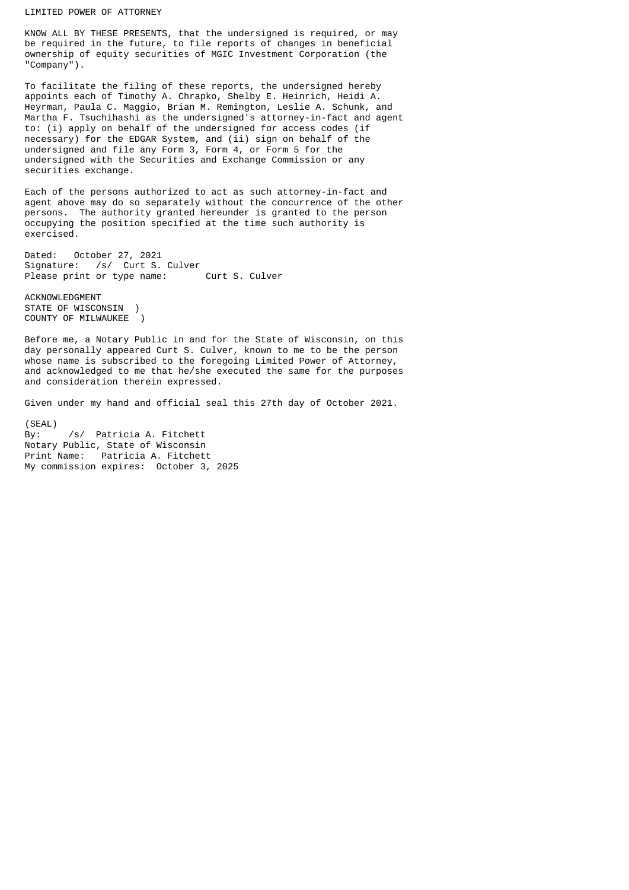LIMITED POWER OF ATTORNEY

KNOW ALL BY THESE PRESENTS, that the undersigned is required, or may be required in the future, to file reports of changes in beneficial ownership of equity securities of MGIC Investment Corporation (the "Company").

To facilitate the filing of these reports, the undersigned hereby appoints each of Timothy A. Chrapko, Shelby E. Heinrich, Heidi A. Heyrman, Paula C. Maggio, Brian M. Remington, Leslie A. Schunk, and Martha F. Tsuchihashi as the undersigned's attorney-in-fact and agent to: (i) apply on behalf of the undersigned for access codes (if necessary) for the EDGAR System, and (ii) sign on behalf of the undersigned and file any Form 3, Form 4, or Form 5 for the undersigned with the Securities and Exchange Commission or any securities exchange.

Each of the persons authorized to act as such attorney-in-fact and agent above may do so separately without the concurrence of the other persons. The authority granted hereunder is granted to the person occupying the position specified at the time such authority is exercised.

Dated: October 27, 2021
Signature: /s/ Curt S. Culver
Please print or type name: Curt S. Culver

ACKNOWLEDGMENT
STATE OF WISCONSIN )
COUNTY OF MILWAUKEE )

Before me, a Notary Public in and for the State of Wisconsin, on this day personally appeared Curt S. Culver, known to me to be the person whose name is subscribed to the foregoing Limited Power of Attorney, and acknowledged to me that he/she executed the same for the purposes and consideration therein expressed.

Given under my hand and official seal this 27th day of October 2021.

(SEAL)
By: /s/ Patricia A. Fitchett
Notary Public, State of Wisconsin
Print Name: Patricia A. Fitchett
My commission expires: October 3, 2025